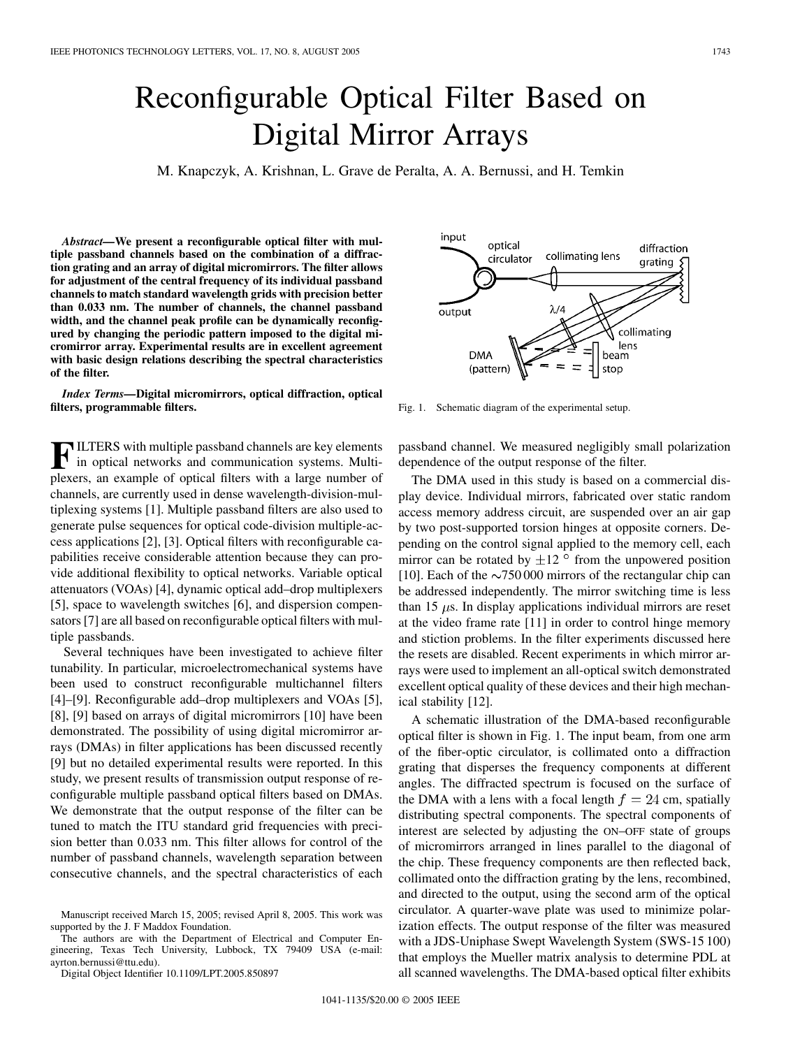# Reconfigurable Optical Filter Based on Digital Mirror Arrays

M. Knapczyk, A. Krishnan, L. Grave de Peralta, A. A. Bernussi, and H. Temkin

***Abstract*—We present a reconfigurable optical filter with multiple passband channels based on the combination of a diffraction grating and an array of digital micromirrors. The filter allows for adjustment of the central frequency of its individual passband channels to match standard wavelength grids with precision better than 0.033 nm. The number of channels, the channel passband width, and the channel peak profile can be dynamically reconfigured by changing the periodic pattern imposed to the digital micromirror array. Experimental results are in excellent agreement with basic design relations describing the spectral characteristics of the filter.**

***Index Terms*—Digital micromirrors, optical diffraction, optical filters, programmable filters.**

FILTERS with multiple passband channels are key elements in optical networks and communication systems. Multiplexers, an example of optical filters with a large number of channels, are currently used in dense wavelength-division-multiplexing systems [1]. Multiple passband filters are also used to generate pulse sequences for optical code-division multiple-access applications [2], [3]. Optical filters with reconfigurable capabilities receive considerable attention because they can provide additional flexibility to optical networks. Variable optical attenuators (VOAs) [4], dynamic optical add–drop multiplexers [5], space to wavelength switches [6], and dispersion compensators [7] are all based on reconfigurable optical filters with multiple passbands.

Several techniques have been investigated to achieve filter tunability. In particular, microelectromechanical systems have been used to construct reconfigurable multichannel filters [4]–[9]. Reconfigurable add–drop multiplexers and VOAs [5], [8], [9] based on arrays of digital micromirrors [10] have been demonstrated. The possibility of using digital micromirror arrays (DMAs) in filter applications has been discussed recently [9] but no detailed experimental results were reported. In this study, we present results of transmission output response of reconfigurable multiple passband optical filters based on DMAs. We demonstrate that the output response of the filter can be tuned to match the ITU standard grid frequencies with precision better than 0.033 nm. This filter allows for control of the number of passband channels, wavelength separation between consecutive channels, and the spectral characteristics of each passband channel. We measured negligibly small polarization dependence of the output response of the filter.

Manuscript received March 15, 2005; revised April 8, 2005. This work was supported by the J. F Maddox Foundation.

The authors are with the Department of Electrical and Computer Engineering, Texas Tech University, Lubbock, TX 79409 USA (e-mail: ayrton.bernussi@ttu.edu).

Digital Object Identifier 10.1109/LPT.2005.850897

Fig. 1. Schematic diagram of the experimental setup.

The DMA used in this study is based on a commercial display device. Individual mirrors, fabricated over static random access memory address circuit, are suspended over an air gap by two post-supported torsion hinges at opposite corners. Depending on the control signal applied to the memory cell, each mirror can be rotated by $\pm 12^{\circ}$ from the unpowered position [10]. Each of the $\sim$750 000 mirrors of the rectangular chip can be addressed independently. The mirror switching time is less than 15 $\mu$s. In display applications individual mirrors are reset at the video frame rate [11] in order to control hinge memory and stiction problems. In the filter experiments discussed here the resets are disabled. Recent experiments in which mirror arrays were used to implement an all-optical switch demonstrated excellent optical quality of these devices and their high mechanical stability [12].

A schematic illustration of the DMA-based reconfigurable optical filter is shown in Fig. 1. The input beam, from one arm of the fiber-optic circulator, is collimated onto a diffraction grating that disperses the frequency components at different angles. The diffracted spectrum is focused on the surface of the DMA with a lens with a focal length $f = 24$ cm, spatially distributing spectral components. The spectral components of interest are selected by adjusting the ON–OFF state of groups of micromirrors arranged in lines parallel to the diagonal of the chip. These frequency components are then reflected back, collimated onto the diffraction grating by the lens, recombined, and directed to the output, using the second arm of the optical circulator. A quarter-wave plate was used to minimize polarization effects. The output response of the filter was measured with a JDS-Uniphase Swept Wavelength System (SWS-15 100) that employs the Mueller matrix analysis to determine PDL at all scanned wavelengths. The DMA-based optical filter exhibits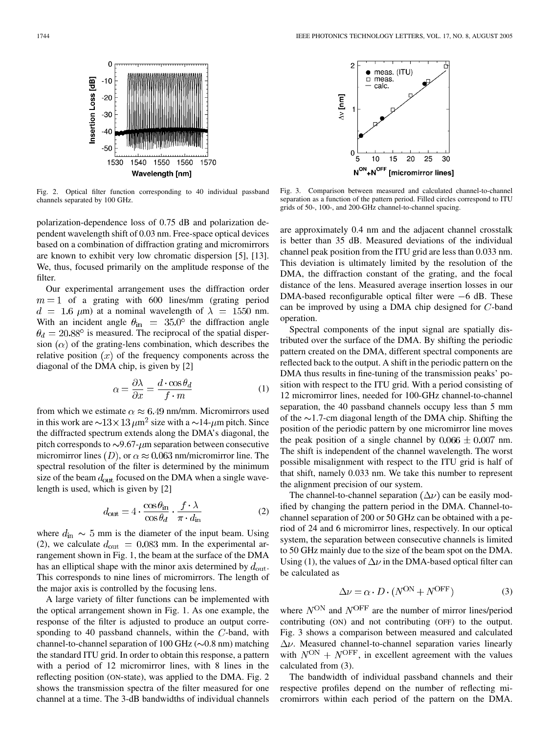Fig. 2. Optical filter function corresponding to 40 individual passband channels separated by 100 GHz.

Fig. 3. Comparison between measured and calculated channel-to-channel separation as a function of the pattern period. Filled circles correspond to ITU grids of 50-, 100-, and 200-GHz channel-to-channel spacing.

polarization-dependence loss of 0.75 dB and polarization dependent wavelength shift of 0.03 nm. Free-space optical devices based on a combination of diffraction grating and micromirrors are known to exhibit very low chromatic dispersion [5], [13]. We, thus, focused primarily on the amplitude response of the filter.

Our experimental arrangement uses the diffraction order $m = 1$ of a grating with 600 lines/mm (grating period $d = 1.6$ $\mu$m) at a nominal wavelength of $\lambda = 1550$ nm. With an incident angle $\theta_{\rm in} = 35.0^{\circ}$ the diffraction angle $\theta_d = 20.88^{\circ}$ is measured. The reciprocal of the spatial dispersion ($\alpha$) of the grating-lens combination, which describes the relative position ($x$) of the frequency components across the diagonal of the DMA chip, is given by [2]

$$\alpha = \frac{\partial \lambda}{\partial x} = \frac{d \cdot \cos \theta_d}{f \cdot m} \tag{1}$$

from which we estimate $\alpha \approx 6.49$ nm/mm. Micromirrors used in this work are $\sim 13 \times 13$ $\mu$m$^2$ size with a $\sim$14-$\mu$m pitch. Since the diffracted spectrum extends along the DMA's diagonal, the pitch corresponds to $\sim$9.67-$\mu$m separation between consecutive micromirror lines ($D$), or $\alpha \approx 0.063$ nm/micromirror line. The spectral resolution of the filter is determined by the minimum size of the beam $d_{\rm out}$ focused on the DMA when a single wavelength is used, which is given by [2]

$$d_{\rm out} = 4 \cdot \frac{\cos \theta_{\rm in}}{\cos \theta_d} \cdot \frac{f \cdot \lambda}{\pi \cdot d_{\rm in}} \tag{2}$$

where $d_{\rm in} \sim 5$ mm is the diameter of the input beam. Using (2), we calculate $d_{\rm out} = 0.083$ mm. In the experimental arrangement shown in Fig. 1, the beam at the surface of the DMA has an elliptical shape with the minor axis determined by $d_{\rm out}$. This corresponds to nine lines of micromirrors. The length of the major axis is controlled by the focusing lens.

A large variety of filter functions can be implemented with the optical arrangement shown in Fig. 1. As one example, the response of the filter is adjusted to produce an output corresponding to 40 passband channels, within the $C$-band, with channel-to-channel separation of 100 GHz ($\sim$0.8 nm) matching the standard ITU grid. In order to obtain this response, a pattern with a period of 12 micromirror lines, with 8 lines in the reflecting position (ON-state), was applied to the DMA. Fig. 2 shows the transmission spectra of the filter measured for one channel at a time. The 3-dB bandwidths of individual channels are approximately 0.4 nm and the adjacent channel crosstalk is better than 35 dB. Measured deviations of the individual channel peak position from the ITU grid are less than 0.033 nm. This deviation is ultimately limited by the resolution of the DMA, the diffraction constant of the grating, and the focal distance of the lens. Measured average insertion losses in our DMA-based reconfigurable optical filter were $-6$ dB. These can be improved by using a DMA chip designed for $C$-band operation.

Spectral components of the input signal are spatially distributed over the surface of the DMA. By shifting the periodic pattern created on the DMA, different spectral components are reflected back to the output. A shift in the periodic pattern on the DMA thus results in fine-tuning of the transmission peaks' position with respect to the ITU grid. With a period consisting of 12 micromirror lines, needed for 100-GHz channel-to-channel separation, the 40 passband channels occupy less than 5 mm of the $\sim$1.7-cm diagonal length of the DMA chip. Shifting the position of the periodic pattern by one micromirror line moves the peak position of a single channel by $0.066 \pm 0.007$ nm. The shift is independent of the channel wavelength. The worst possible misalignment with respect to the ITU grid is half of that shift, namely 0.033 nm. We take this number to represent the alignment precision of our system.

The channel-to-channel separation ($\Delta\nu$) can be easily modified by changing the pattern period in the DMA. Channel-to-channel separation of 200 or 50 GHz can be obtained with a period of 24 and 6 micromirror lines, respectively. In our optical system, the separation between consecutive channels is limited to 50 GHz mainly due to the size of the beam spot on the DMA. Using (1), the values of $\Delta\nu$ in the DMA-based optical filter can be calculated as

$$\Delta\nu = \alpha \cdot D \cdot (N^{\rm ON} + N^{\rm OFF}) \tag{3}$$

where $N^{\rm ON}$ and $N^{\rm OFF}$ are the number of mirror lines/period contributing (ON) and not contributing (OFF) to the output. Fig. 3 shows a comparison between measured and calculated $\Delta\nu$. Measured channel-to-channel separation varies linearly with $N^{\rm ON} + N^{\rm OFF}$, in excellent agreement with the values calculated from (3).

The bandwidth of individual passband channels and their respective profiles depend on the number of reflecting micromirrors within each period of the pattern on the DMA.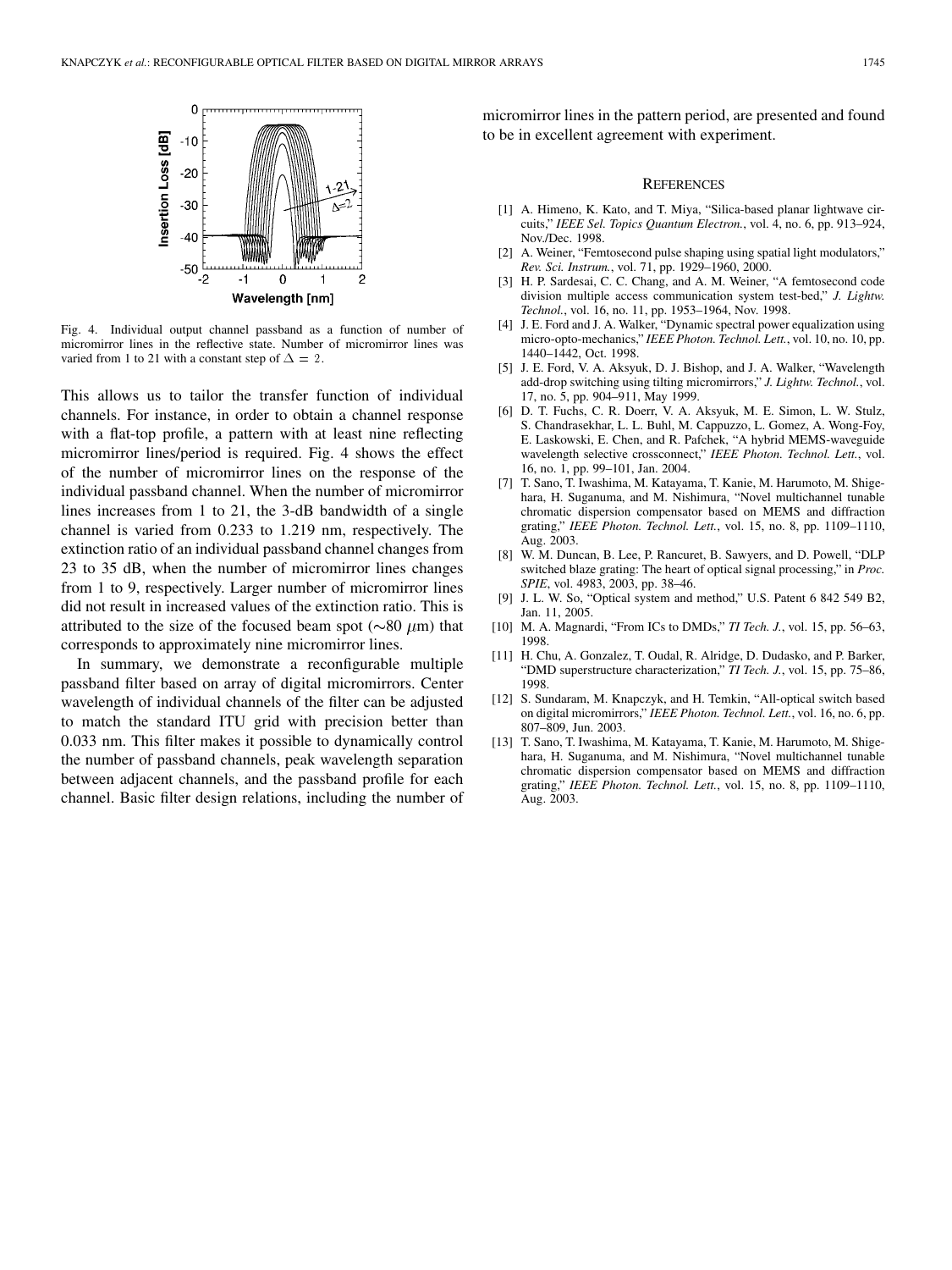0
-10
-20
-30
-40
-50
-2 -1 0 1 2

Insertion Loss [dB]

Wavelength [nm]

1-21

Δ=2

Fig. 4. Individual output channel passband as a function of number of micromirror lines in the reflective state. Number of micromirror lines was varied from 1 to 21 with a constant step of $\Delta = 2$.

This allows us to tailor the transfer function of individual channels. For instance, in order to obtain a channel response with a flat-top profile, a pattern with at least nine reflecting micromirror lines/period is required. Fig. 4 shows the effect of the number of micromirror lines on the response of the individual passband channel. When the number of micromirror lines increases from 1 to 21, the 3-dB bandwidth of a single channel is varied from 0.233 to 1.219 nm, respectively. The extinction ratio of an individual passband channel changes from 23 to 35 dB, when the number of micromirror lines changes from 1 to 9, respectively. Larger number of micromirror lines did not result in increased values of the extinction ratio. This is attributed to the size of the focused beam spot ($\sim$80 $\mu$m) that corresponds to approximately nine micromirror lines.

In summary, we demonstrate a reconfigurable multiple passband filter based on array of digital micromirrors. Center wavelength of individual channels of the filter can be adjusted to match the standard ITU grid with precision better than 0.033 nm. This filter makes it possible to dynamically control the number of passband channels, peak wavelength separation between adjacent channels, and the passband profile for each channel. Basic filter design relations, including the number of micromirror lines in the pattern period, are presented and found to be in excellent agreement with experiment.

## References

[1] A. Himeno, K. Kato, and T. Miya, "Silica-based planar lightwave circuits," *IEEE Sel. Topics Quantum Electron.*, vol. 4, no. 6, pp. 913–924, Nov./Dec. 1998.

[2] A. Weiner, "Femtosecond pulse shaping using spatial light modulators," *Rev. Sci. Instrum.*, vol. 71, pp. 1929–1960, 2000.

[3] H. P. Sardesai, C. C. Chang, and A. M. Weiner, "A femtosecond code division multiple access communication system test-bed," *J. Lightw. Technol.*, vol. 16, no. 11, pp. 1953–1964, Nov. 1998.

[4] J. E. Ford and J. A. Walker, "Dynamic spectral power equalization using micro-opto-mechanics," *IEEE Photon. Technol. Lett.*, vol. 10, no. 10, pp. 1440–1442, Oct. 1998.

[5] J. E. Ford, V. A. Aksyuk, D. J. Bishop, and J. A. Walker, "Wavelength add-drop switching using tilting micromirrors," *J. Lightw. Technol.*, vol. 17, no. 5, pp. 904–911, May 1999.

[6] D. T. Fuchs, C. R. Doerr, V. A. Aksyuk, M. E. Simon, L. W. Stulz, S. Chandrasekhar, L. L. Buhl, M. Cappuzzo, L. Gomez, A. Wong-Foy, E. Laskowski, E. Chen, and R. Pafchek, "A hybrid MEMS-waveguide wavelength selective crossconnect," *IEEE Photon. Technol. Lett.*, vol. 16, no. 1, pp. 99–101, Jan. 2004.

[7] T. Sano, T. Iwashima, M. Katayama, T. Kanie, M. Harumoto, M. Shigehara, H. Suganuma, and M. Nishimura, "Novel multichannel tunable chromatic dispersion compensator based on MEMS and diffraction grating," *IEEE Photon. Technol. Lett.*, vol. 15, no. 8, pp. 1109–1110, Aug. 2003.

[8] W. M. Duncan, B. Lee, P. Rancuret, B. Sawyers, and D. Powell, "DLP switched blaze grating: The heart of optical signal processing," in *Proc. SPIE*, vol. 4983, 2003, pp. 38–46.

[9] J. L. W. So, "Optical system and method," U.S. Patent 6 842 549 B2, Jan. 11, 2005.

[10] M. A. Magnardi, "From ICs to DMDs," *TI Tech. J.*, vol. 15, pp. 56–63, 1998.

[11] H. Chu, A. Gonzalez, T. Oudal, R. Alridge, D. Dudasko, and P. Barker, "DMD superstructure characterization," *TI Tech. J.*, vol. 15, pp. 75–86, 1998.

[12] S. Sundaram, M. Knapczyk, and H. Temkin, "All-optical switch based on digital micromirrors," *IEEE Photon. Technol. Lett.*, vol. 16, no. 6, pp. 807–809, Jun. 2003.

[13] T. Sano, T. Iwashima, M. Katayama, T. Kanie, M. Harumoto, M. Shigehara, H. Suganuma, and M. Nishimura, "Novel multichannel tunable chromatic dispersion compensator based on MEMS and diffraction grating," *IEEE Photon. Technol. Lett.*, vol. 15, no. 8, pp. 1109–1110, Aug. 2003.